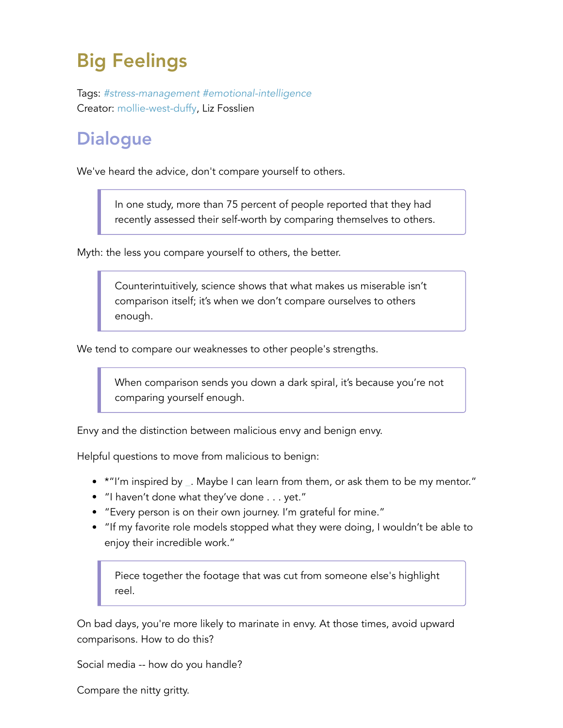# Big Feelings

Tags: *#stress-management #emotional-intelligence*
Creator: mollie-west-duffy, Liz Fosslien

## Dialogue

We've heard the advice, don't compare yourself to others.

> In one study, more than 75 percent of people reported that they had recently assessed their self-worth by comparing themselves to others.

Myth: the less you compare yourself to others, the better.

> Counterintuitively, science shows that what makes us miserable isn't comparison itself; it's when we don't compare ourselves to others enough.

We tend to compare our weaknesses to other people's strengths.

> When comparison sends you down a dark spiral, it's because you're not comparing yourself enough.

Envy and the distinction between malicious envy and benign envy.

Helpful questions to move from malicious to benign:

- *"I'm inspired by _. Maybe I can learn from them, or ask them to be my mentor."
- "I haven't done what they've done . . . yet."
- "Every person is on their own journey. I'm grateful for mine."
- "If my favorite role models stopped what they were doing, I wouldn't be able to enjoy their incredible work."

> Piece together the footage that was cut from someone else's highlight reel.

On bad days, you're more likely to marinate in envy. At those times, avoid upward comparisons. How to do this?

Social media -- how do you handle?

Compare the nitty gritty.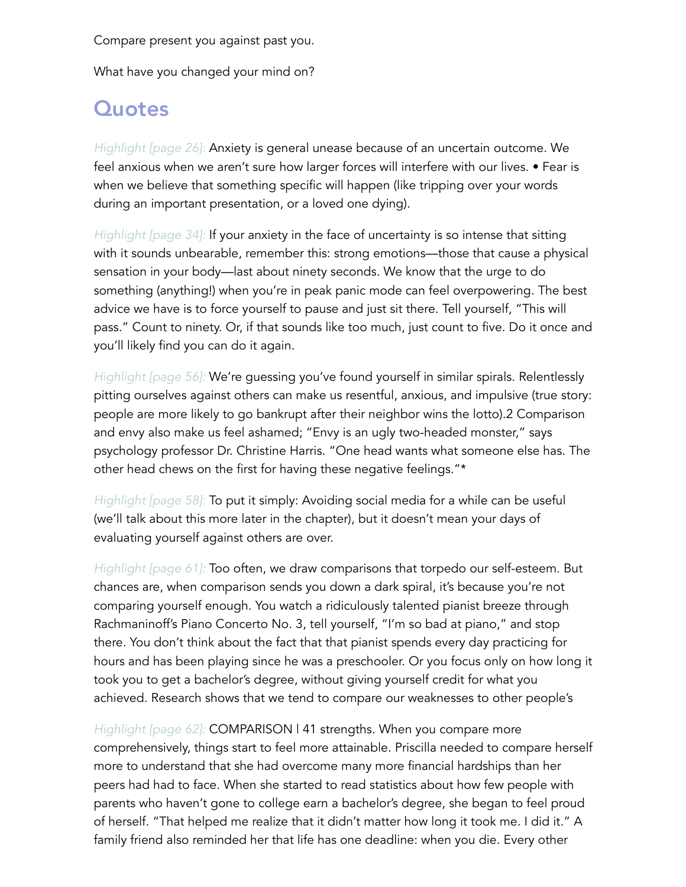Compare present you against past you.

What have you changed your mind on?

## Quotes

*Highlight [page 26]:* Anxiety is general unease because of an uncertain outcome. We feel anxious when we aren't sure how larger forces will interfere with our lives. • Fear is when we believe that something specific will happen (like tripping over your words during an important presentation, or a loved one dying).

*Highlight [page 34]:* If your anxiety in the face of uncertainty is so intense that sitting with it sounds unbearable, remember this: strong emotions—those that cause a physical sensation in your body—last about ninety seconds. We know that the urge to do something (anything!) when you're in peak panic mode can feel overpowering. The best advice we have is to force yourself to pause and just sit there. Tell yourself, "This will pass." Count to ninety. Or, if that sounds like too much, just count to five. Do it once and you'll likely find you can do it again.

*Highlight [page 56]:* We're guessing you've found yourself in similar spirals. Relentlessly pitting ourselves against others can make us resentful, anxious, and impulsive (true story: people are more likely to go bankrupt after their neighbor wins the lotto).2 Comparison and envy also make us feel ashamed; "Envy is an ugly two-headed monster," says psychology professor Dr. Christine Harris. "One head wants what someone else has. The other head chews on the first for having these negative feelings."*

*Highlight [page 58]:* To put it simply: Avoiding social media for a while can be useful (we'll talk about this more later in the chapter), but it doesn't mean your days of evaluating yourself against others are over.

*Highlight [page 61]:* Too often, we draw comparisons that torpedo our self-esteem. But chances are, when comparison sends you down a dark spiral, it's because you're not comparing yourself enough. You watch a ridiculously talented pianist breeze through Rachmaninoff's Piano Concerto No. 3, tell yourself, "I'm so bad at piano," and stop there. You don't think about the fact that that pianist spends every day practicing for hours and has been playing since he was a preschooler. Or you focus only on how long it took you to get a bachelor's degree, without giving yourself credit for what you achieved. Research shows that we tend to compare our weaknesses to other people's

*Highlight [page 62]:* COMPARISON | 41 strengths. When you compare more comprehensively, things start to feel more attainable. Priscilla needed to compare herself more to understand that she had overcome many more financial hardships than her peers had had to face. When she started to read statistics about how few people with parents who haven't gone to college earn a bachelor's degree, she began to feel proud of herself. "That helped me realize that it didn't matter how long it took me. I did it." A family friend also reminded her that life has one deadline: when you die. Every other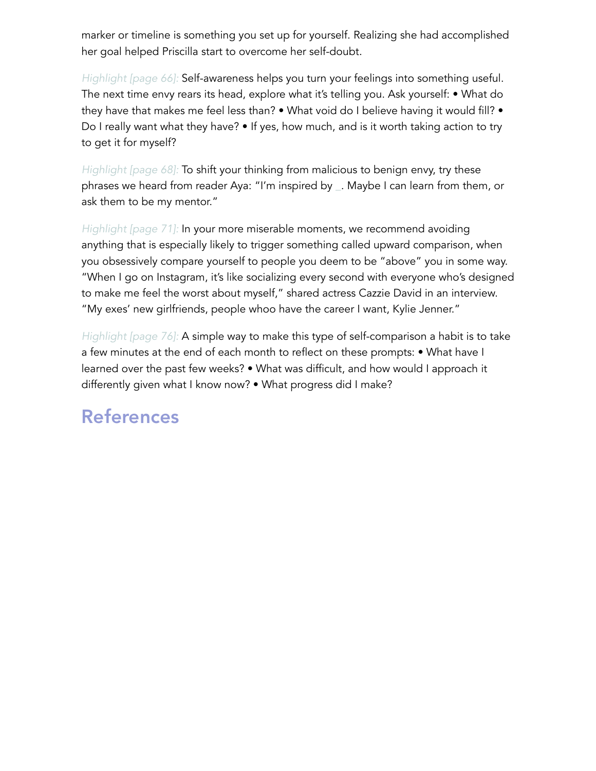marker or timeline is something you set up for yourself. Realizing she had accomplished her goal helped Priscilla start to overcome her self-doubt.

*Highlight [page 66]:* Self-awareness helps you turn your feelings into something useful. The next time envy rears its head, explore what it's telling you. Ask yourself: • What do they have that makes me feel less than? • What void do I believe having it would fill? • Do I really want what they have? • If yes, how much, and is it worth taking action to try to get it for myself?

*Highlight [page 68]:* To shift your thinking from malicious to benign envy, try these phrases we heard from reader Aya: "I'm inspired by _. Maybe I can learn from them, or ask them to be my mentor."

*Highlight [page 71]:* In your more miserable moments, we recommend avoiding anything that is especially likely to trigger something called upward comparison, when you obsessively compare yourself to people you deem to be "above" you in some way. "When I go on Instagram, it's like socializing every second with everyone who's designed to make me feel the worst about myself," shared actress Cazzie David in an interview. "My exes' new girlfriends, people whoo have the career I want, Kylie Jenner."

*Highlight [page 76]:* A simple way to make this type of self-comparison a habit is to take a few minutes at the end of each month to reflect on these prompts: • What have I learned over the past few weeks? • What was difficult, and how would I approach it differently given what I know now? • What progress did I make?

## References